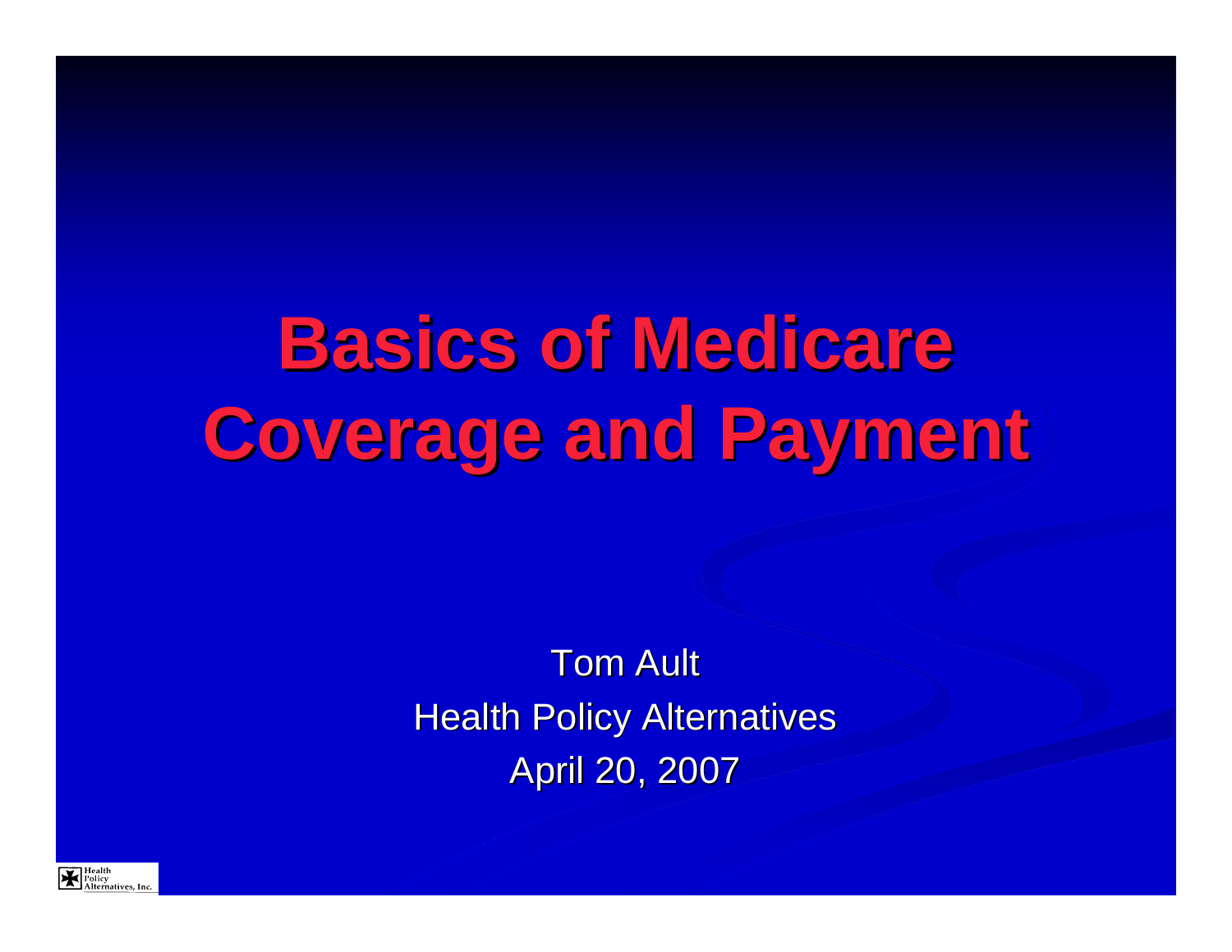# Basics of Medicare Coverage and Payment

Tom Ault

Health Policy Alternatives

April 20, 2007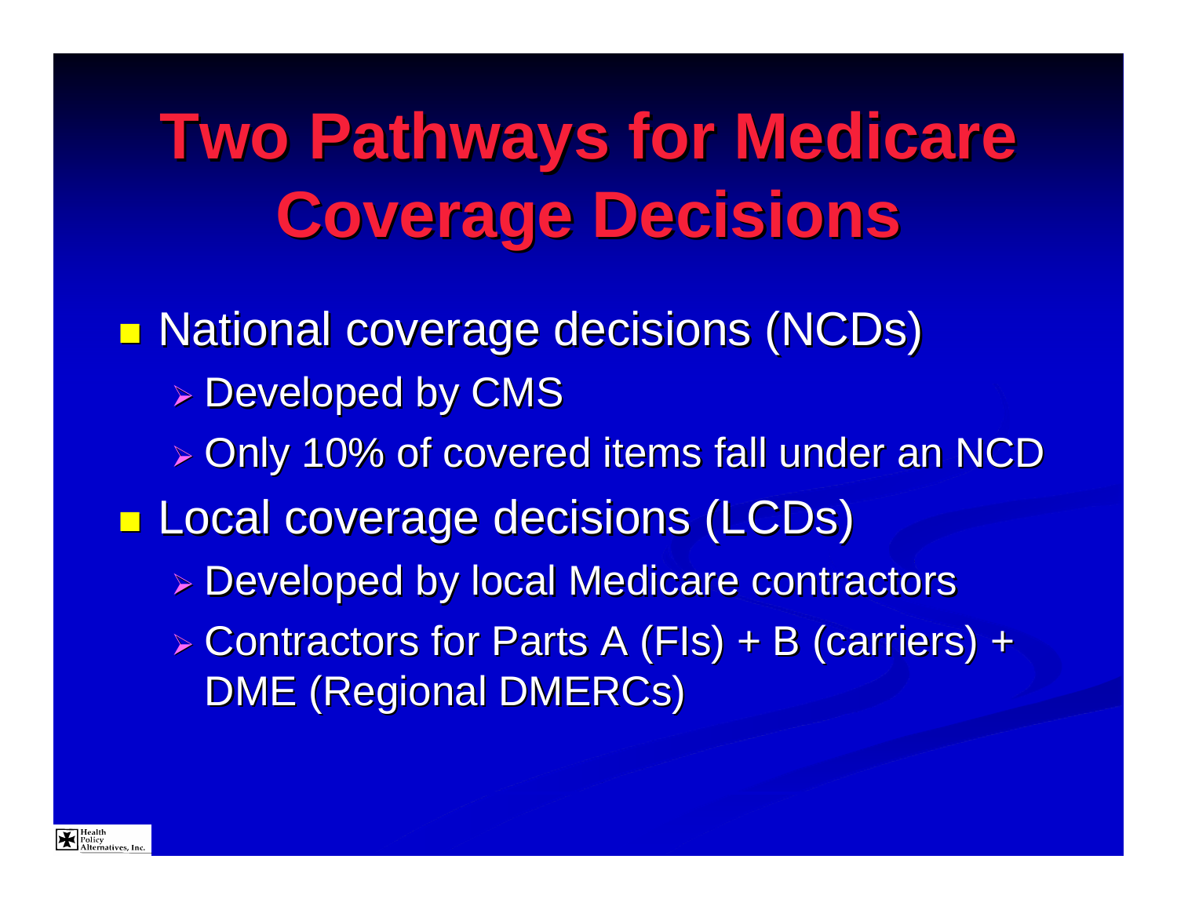# Two Pathways for Medicare Coverage Decisions

- National coverage decisions (NCDs)
  - Developed by CMS
  - Only 10% of covered items fall under an NCD
- Local coverage decisions (LCDs)
  - Developed by local Medicare contractors
  - Contractors for Parts A (FIs) + B (carriers) + DME (Regional DMERCs)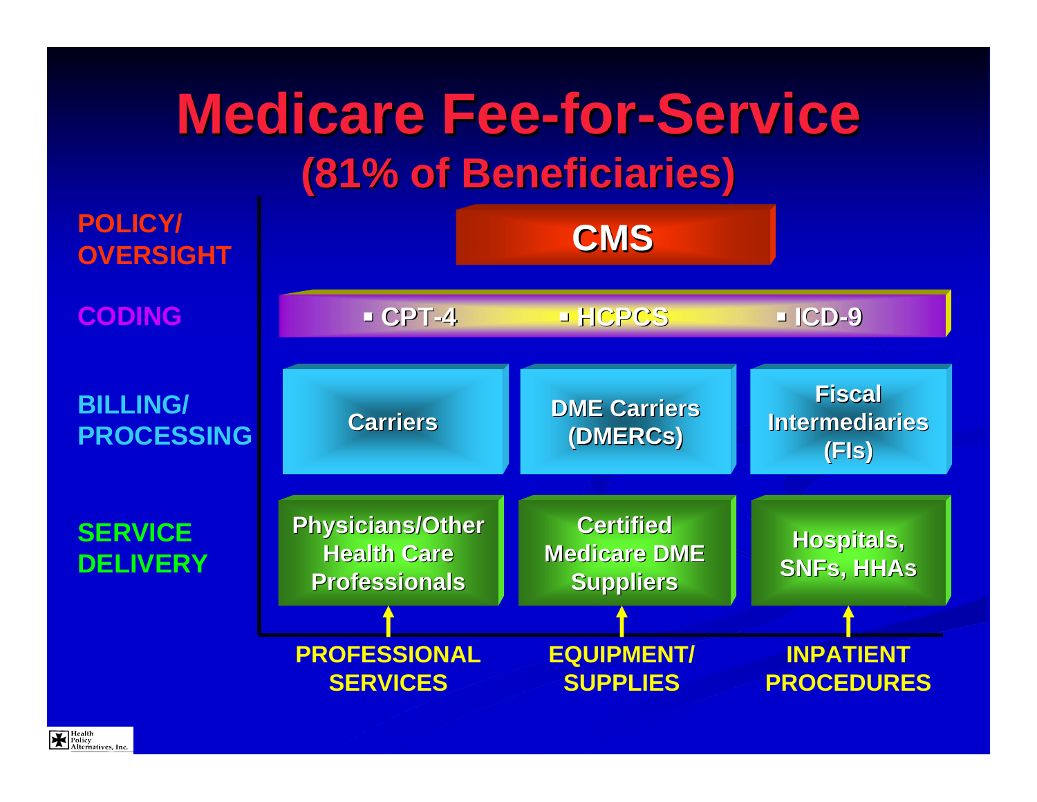# Medicare Fee-for-Service

## (81% of Beneficiaries)

| | Professional Services | Equipment/ Supplies | Inpatient Procedures |
|---|---|---|---|
| **POLICY/ OVERSIGHT** | CMS | | |
| **CODING** | CPT-4 | HCPCS | ICD-9 |
| **BILLING/ PROCESSING** | Carriers | DME Carriers (DMERCs) | Fiscal Intermediaries (FIs) |
| **SERVICE DELIVERY** | Physicians/Other Health Care Professionals | Certified Medicare DME Suppliers | Hospitals, SNFs, HHAs |

Health Policy Alternatives, Inc.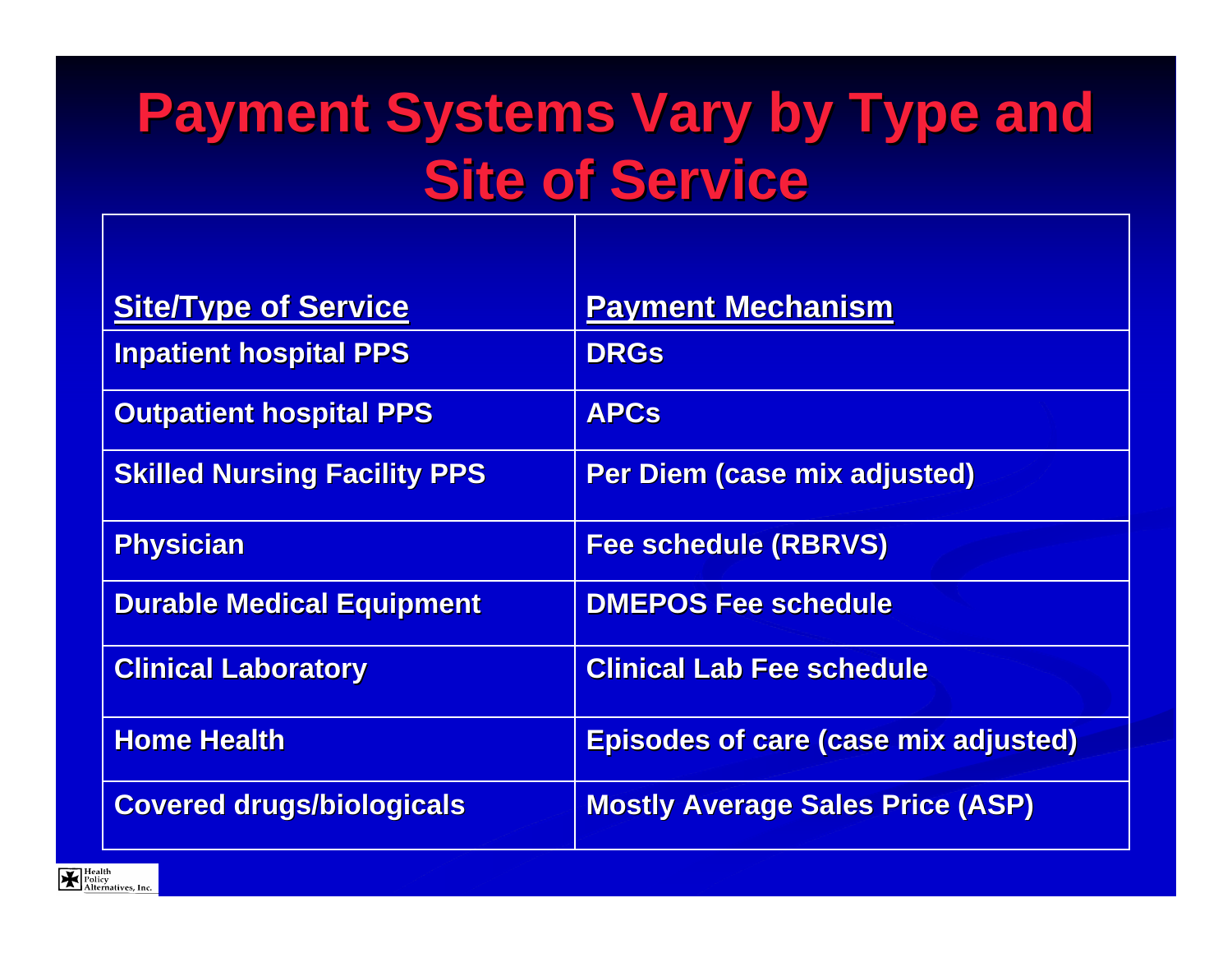# Payment Systems Vary by Type and Site of Service

| Site/Type of Service | Payment Mechanism |
|---|---|
| Inpatient hospital PPS | DRGs |
| Outpatient hospital PPS | APCs |
| Skilled Nursing Facility PPS | Per Diem (case mix adjusted) |
| Physician | Fee schedule (RBRVS) |
| Durable Medical Equipment | DMEPOS Fee schedule |
| Clinical Laboratory | Clinical Lab Fee schedule |
| Home Health | Episodes of care (case mix adjusted) |
| Covered drugs/biologicals | Mostly Average Sales Price (ASP) |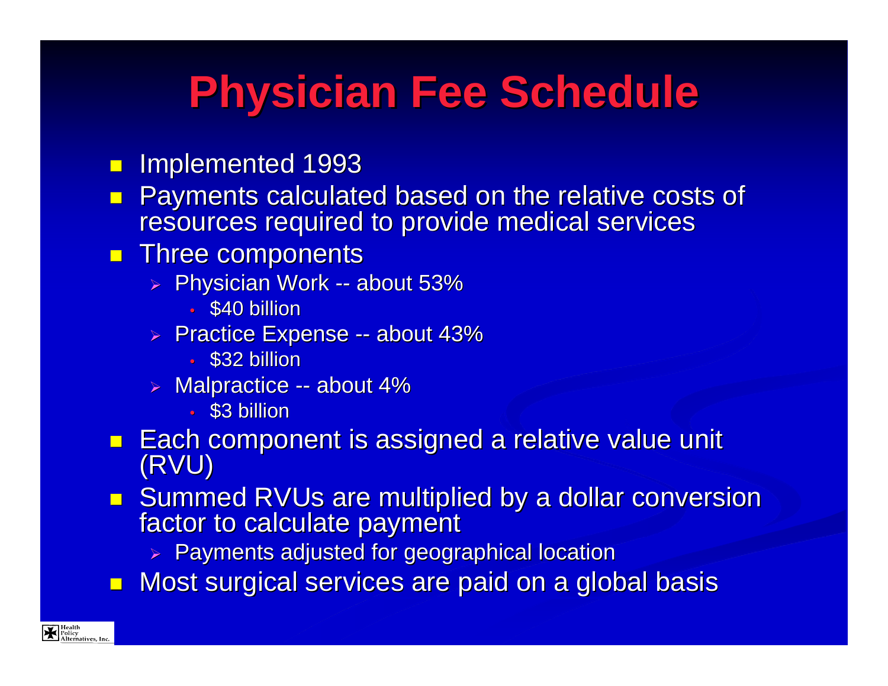# Physician Fee Schedule

- Implemented 1993
- Payments calculated based on the relative costs of resources required to provide medical services
- Three components
  - Physician Work -- about 53%
    - $40 billion
  - Practice Expense -- about 43%
    - $32 billion
  - Malpractice -- about 4%
    - $3 billion
- Each component is assigned a relative value unit (RVU)
- Summed RVUs are multiplied by a dollar conversion factor to calculate payment
  - Payments adjusted for geographical location
- Most surgical services are paid on a global basis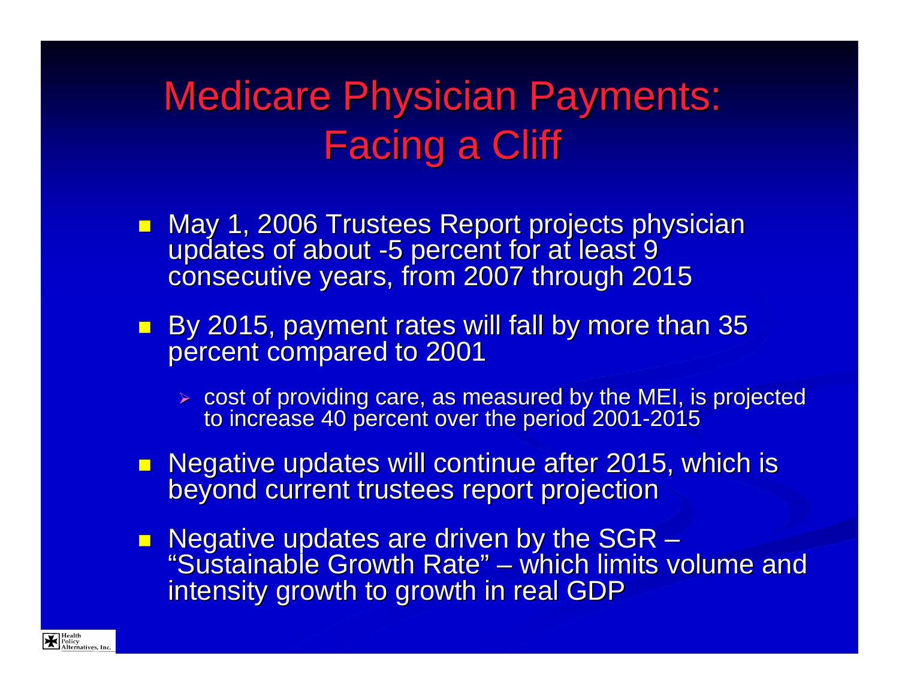# Medicare Physician Payments: Facing a Cliff

- May 1, 2006 Trustees Report projects physician updates of about -5 percent for at least 9 consecutive years, from 2007 through 2015
- By 2015, payment rates will fall by more than 35 percent compared to 2001
  - cost of providing care, as measured by the MEI, is projected to increase 40 percent over the period 2001-2015
- Negative updates will continue after 2015, which is beyond current trustees report projection
- Negative updates are driven by the SGR – "Sustainable Growth Rate" – which limits volume and intensity growth to growth in real GDP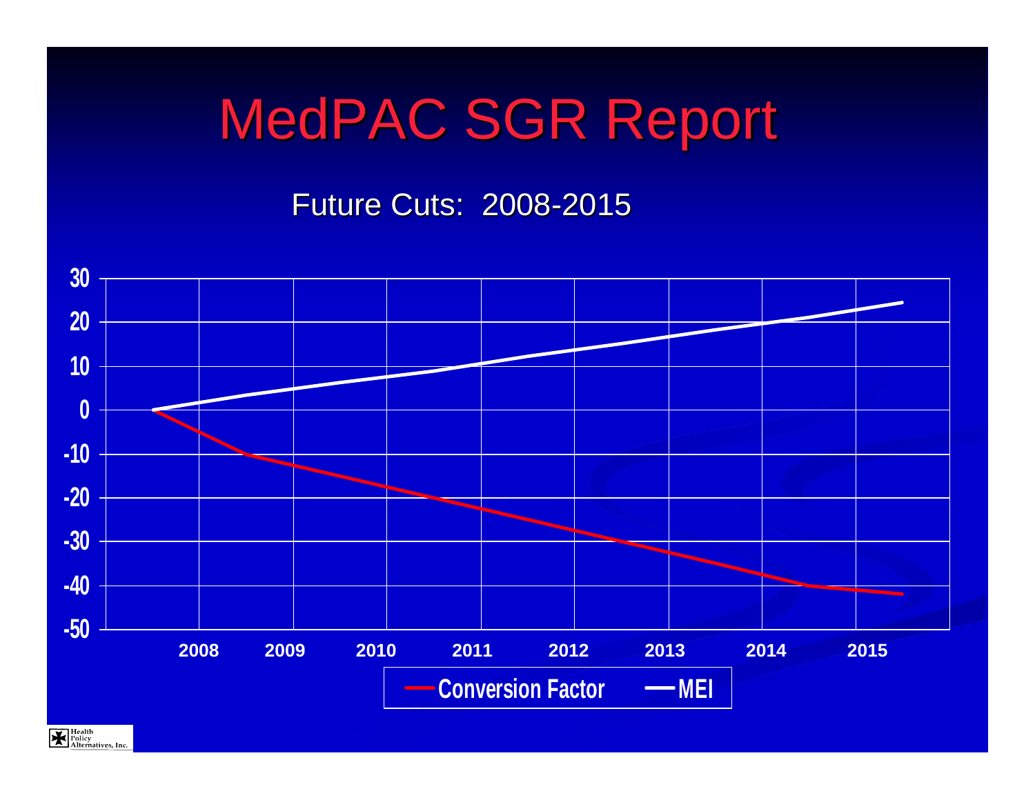# MedPAC SGR Report

Future Cuts: 2008-2015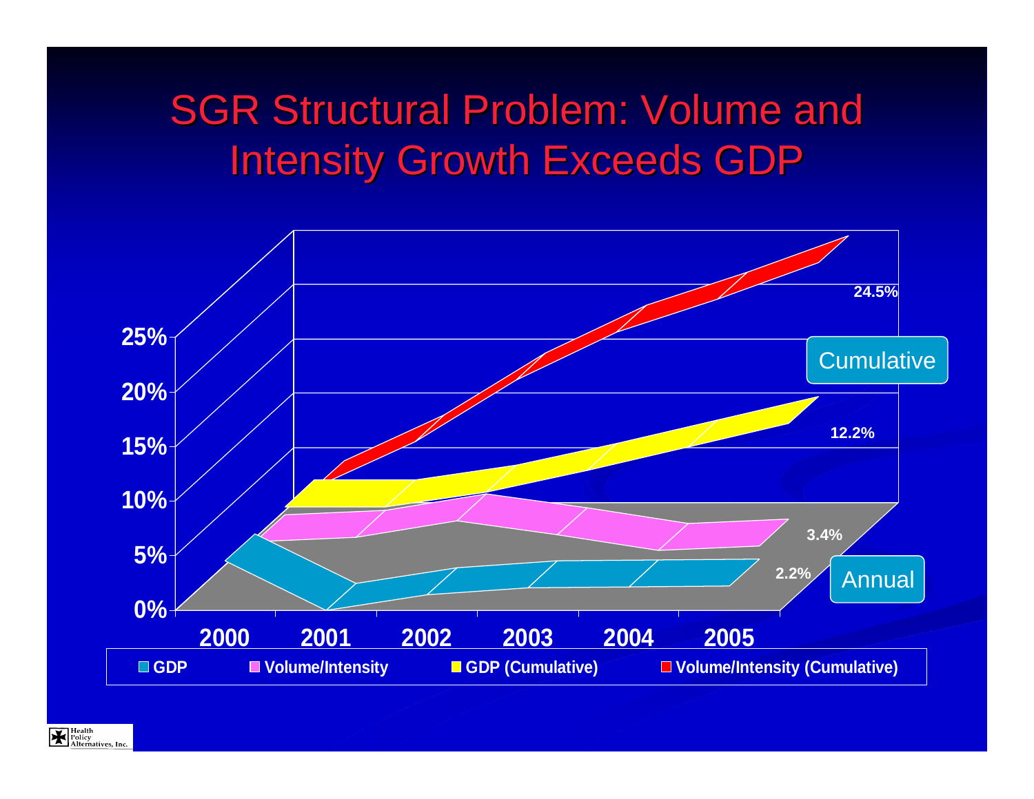# SGR Structural Problem: Volume and Intensity Growth Exceeds GDP

25%
20%
15%
10%
5%
0%

2000 2001 2002 2003 2004 2005

24.5%

Cumulative

12.2%

3.4%

2.2%

Annual

GDP | Volume/Intensity | GDP (Cumulative) | Volume/Intensity (Cumulative)

Health Policy Alternatives, Inc.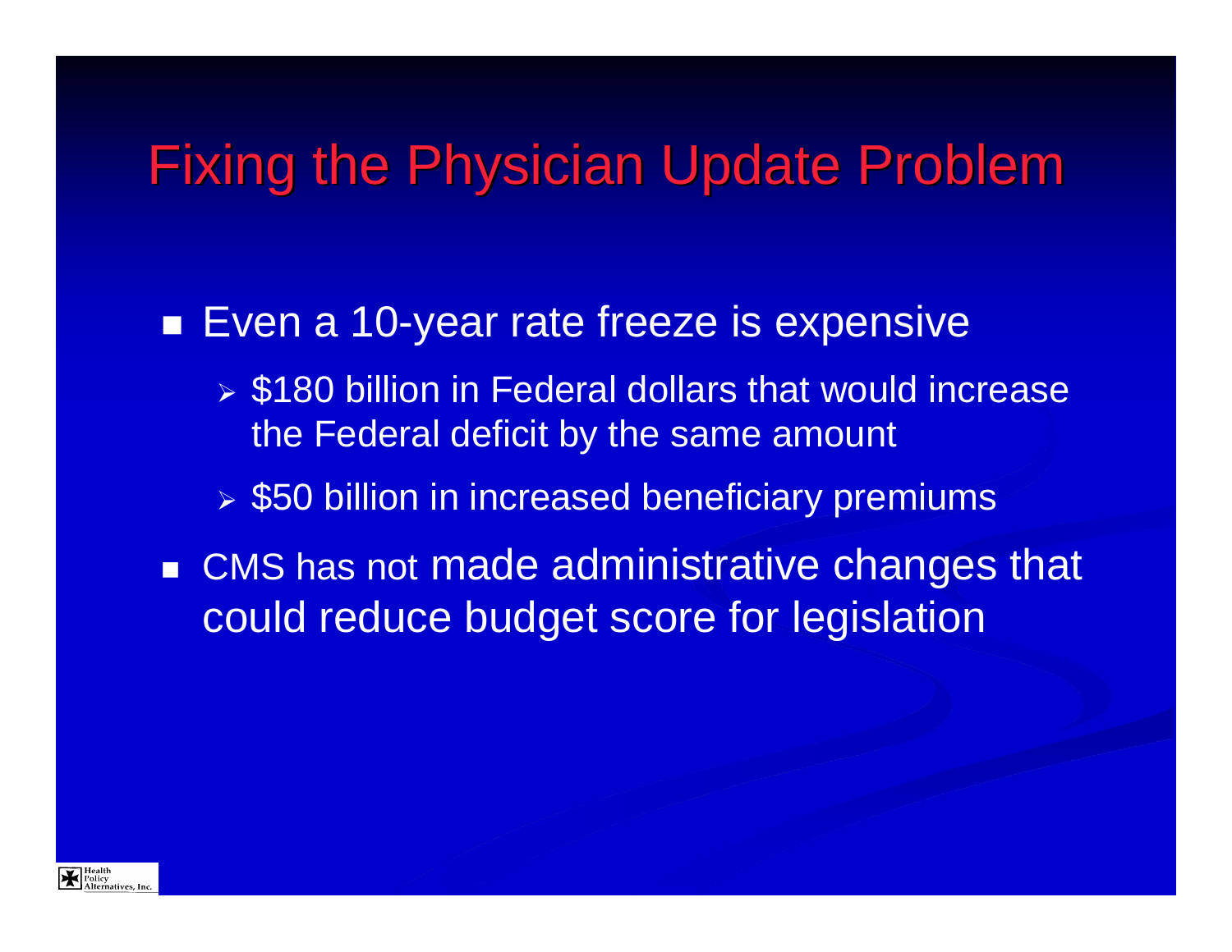# Fixing the Physician Update Problem

- Even a 10-year rate freeze is expensive
  - $180 billion in Federal dollars that would increase the Federal deficit by the same amount
  - $50 billion in increased beneficiary premiums
- CMS has not made administrative changes that could reduce budget score for legislation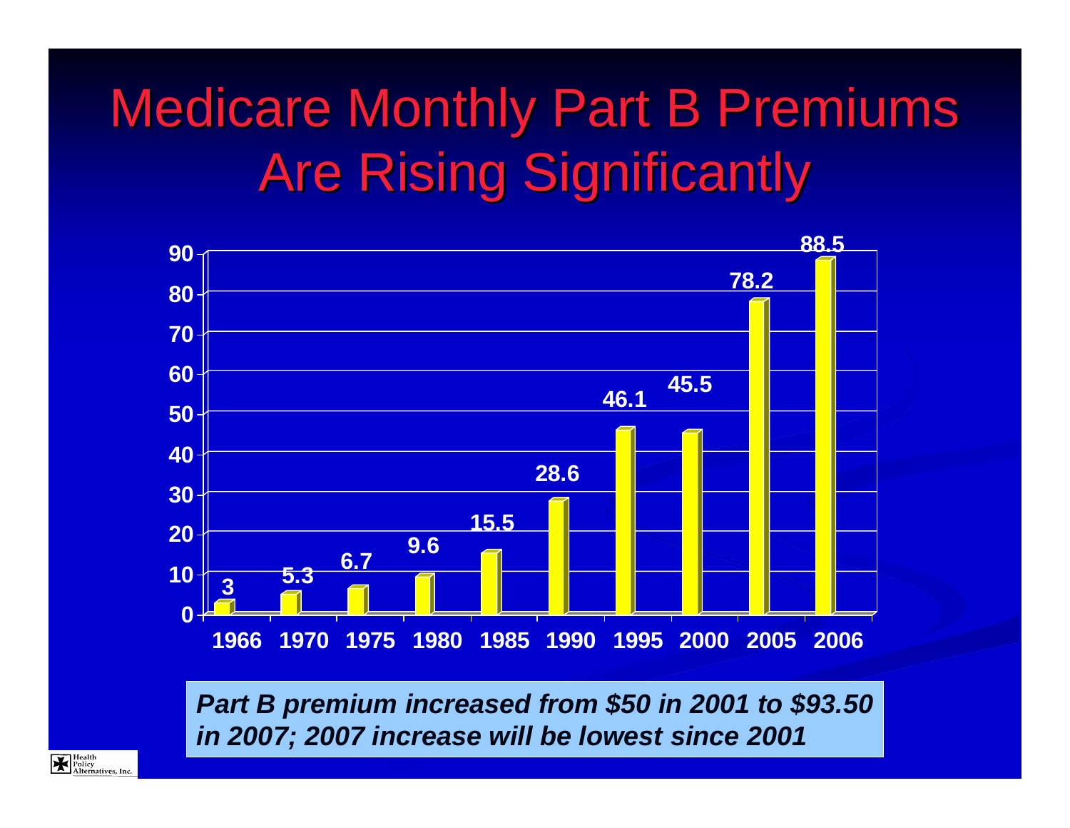# Medicare Monthly Part B Premiums Are Rising Significantly

| Year | Premium |
|---|---|
| 1966 | 3 |
| 1970 | 5.3 |
| 1975 | 6.7 |
| 1980 | 9.6 |
| 1985 | 15.5 |
| 1990 | 28.6 |
| 1995 | 46.1 |
| 2000 | 45.5 |
| 2005 | 78.2 |
| 2006 | 88.5 |

***Part B premium increased from $50 in 2001 to $93.50 in 2007; 2007 increase will be lowest since 2001***

Health Policy Alternatives, Inc.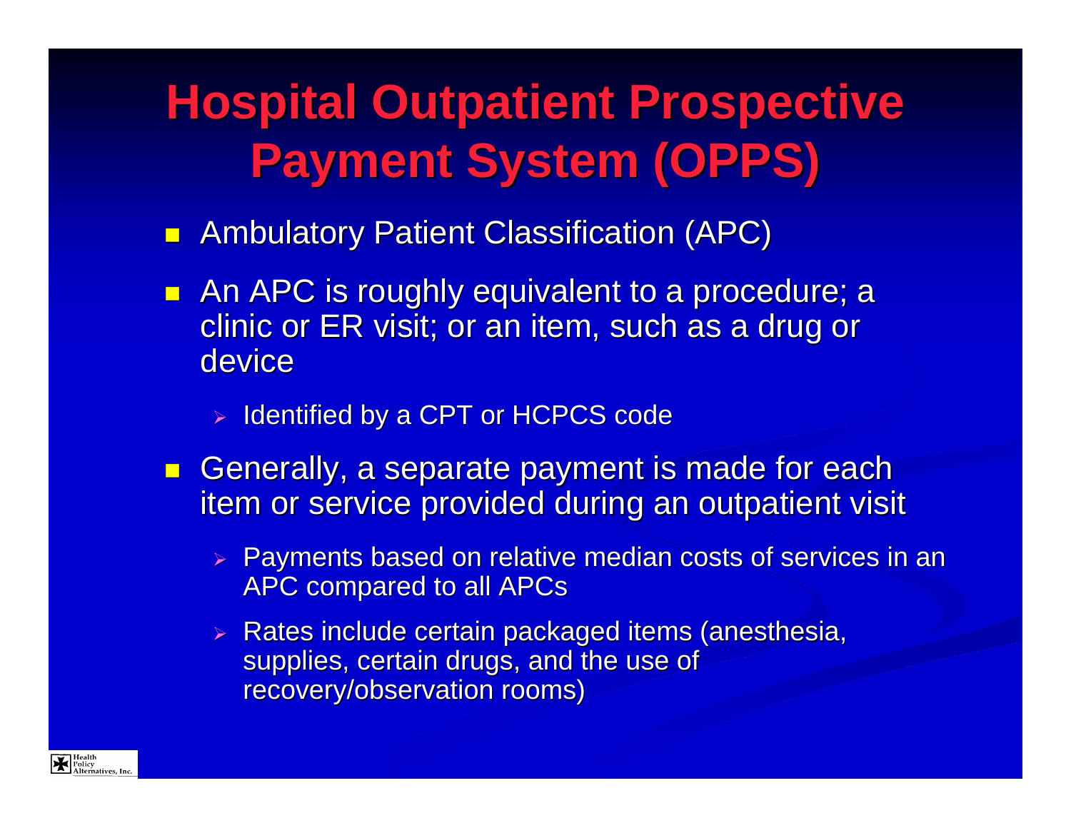# Hospital Outpatient Prospective Payment System (OPPS)

- Ambulatory Patient Classification (APC)
- An APC is roughly equivalent to a procedure; a clinic or ER visit; or an item, such as a drug or device
  - Identified by a CPT or HCPCS code
- Generally, a separate payment is made for each item or service provided during an outpatient visit
  - Payments based on relative median costs of services in an APC compared to all APCs
  - Rates include certain packaged items (anesthesia, supplies, certain drugs, and the use of recovery/observation rooms)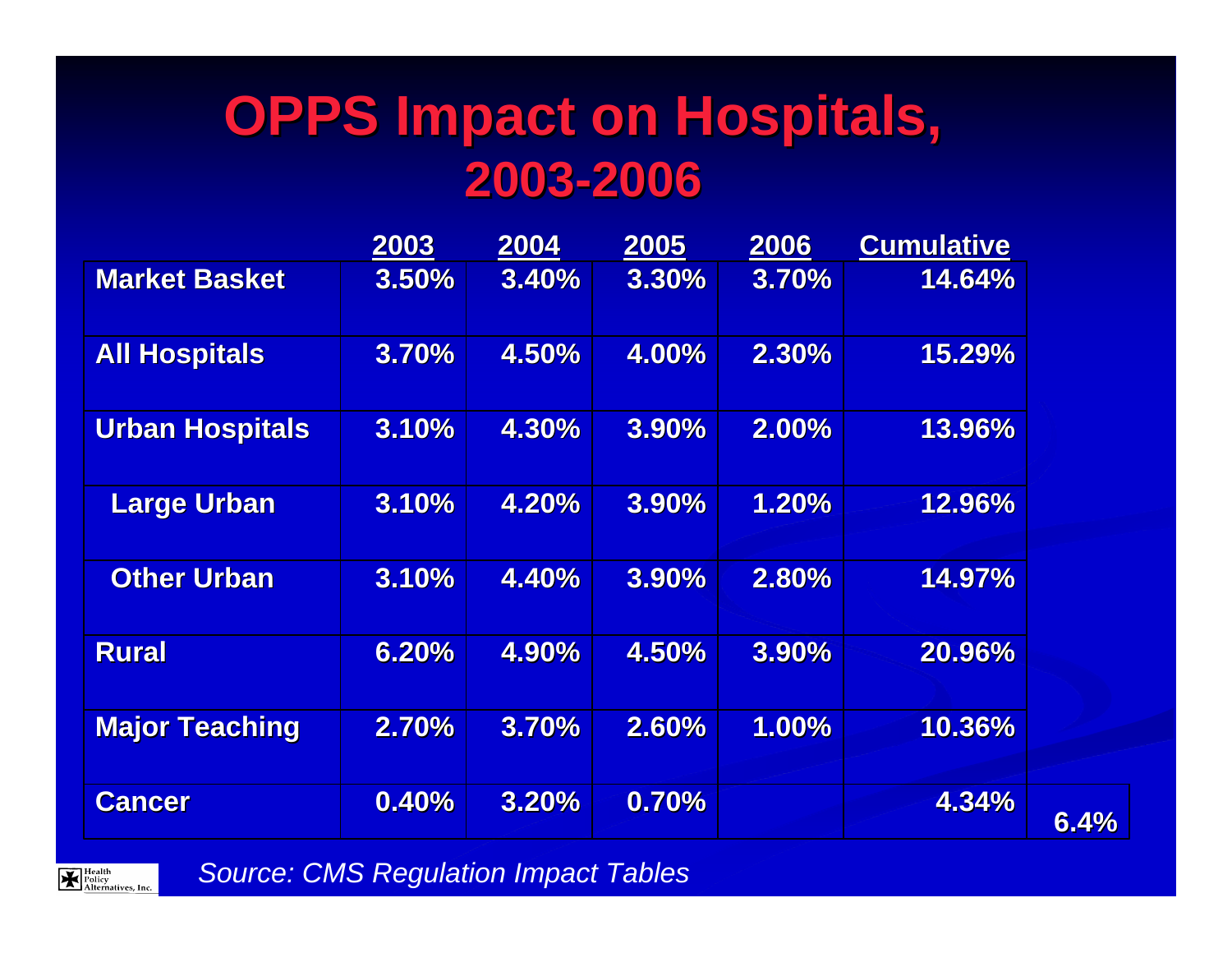# OPPS Impact on Hospitals, 2003-2006

| | 2003 | 2004 | 2005 | 2006 | Cumulative | |
|---|---|---|---|---|---|---|
| Market Basket | 3.50% | 3.40% | 3.30% | 3.70% | 14.64% | |
| All Hospitals | 3.70% | 4.50% | 4.00% | 2.30% | 15.29% | |
| Urban Hospitals | 3.10% | 4.30% | 3.90% | 2.00% | 13.96% | |
| Large Urban | 3.10% | 4.20% | 3.90% | 1.20% | 12.96% | |
| Other Urban | 3.10% | 4.40% | 3.90% | 2.80% | 14.97% | |
| Rural | 6.20% | 4.90% | 4.50% | 3.90% | 20.96% | |
| Major Teaching | 2.70% | 3.70% | 2.60% | 1.00% | 10.36% | |
| Cancer | 0.40% | 3.20% | 0.70% | | 4.34% | 6.4% |

*Source: CMS Regulation Impact Tables*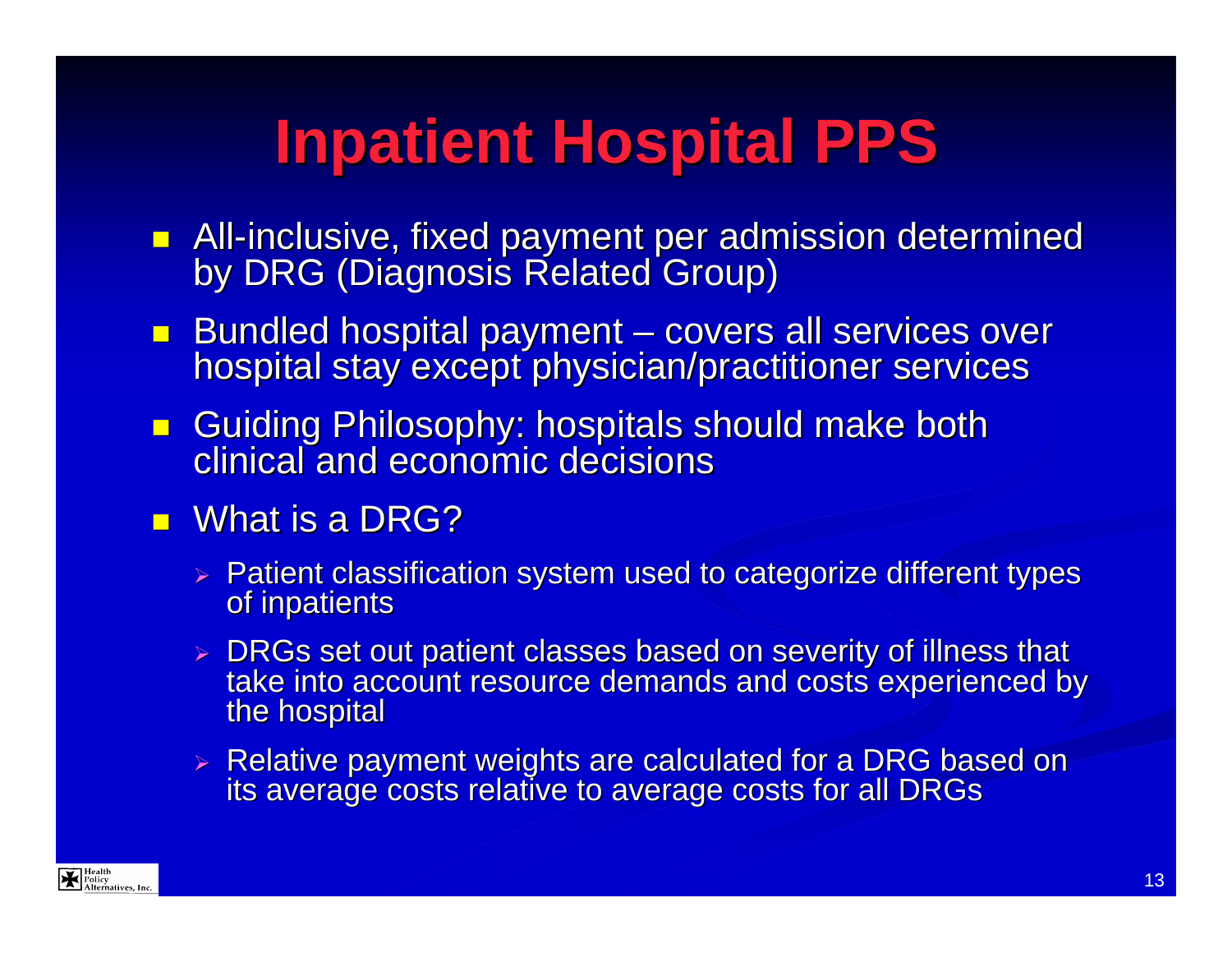# Inpatient Hospital PPS

- All-inclusive, fixed payment per admission determined by DRG (Diagnosis Related Group)
- Bundled hospital payment – covers all services over hospital stay except physician/practitioner services
- Guiding Philosophy: hospitals should make both clinical and economic decisions
- What is a DRG?
  - Patient classification system used to categorize different types of inpatients
  - DRGs set out patient classes based on severity of illness that take into account resource demands and costs experienced by the hospital
  - Relative payment weights are calculated for a DRG based on its average costs relative to average costs for all DRGs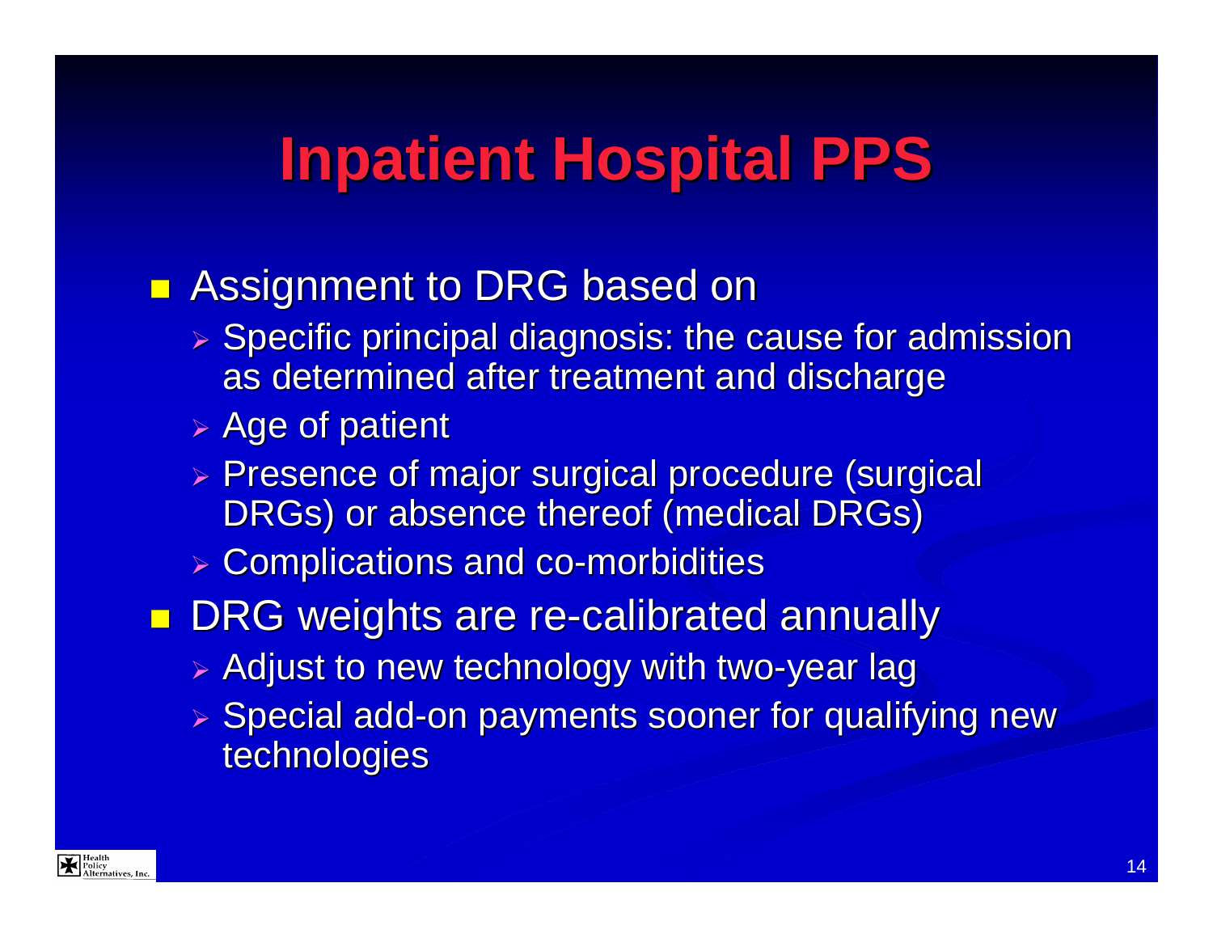# Inpatient Hospital PPS

- Assignment to DRG based on
  - Specific principal diagnosis: the cause for admission as determined after treatment and discharge
  - Age of patient
  - Presence of major surgical procedure (surgical DRGs) or absence thereof (medical DRGs)
  - Complications and co-morbidities
- DRG weights are re-calibrated annually
  - Adjust to new technology with two-year lag
  - Special add-on payments sooner for qualifying new technologies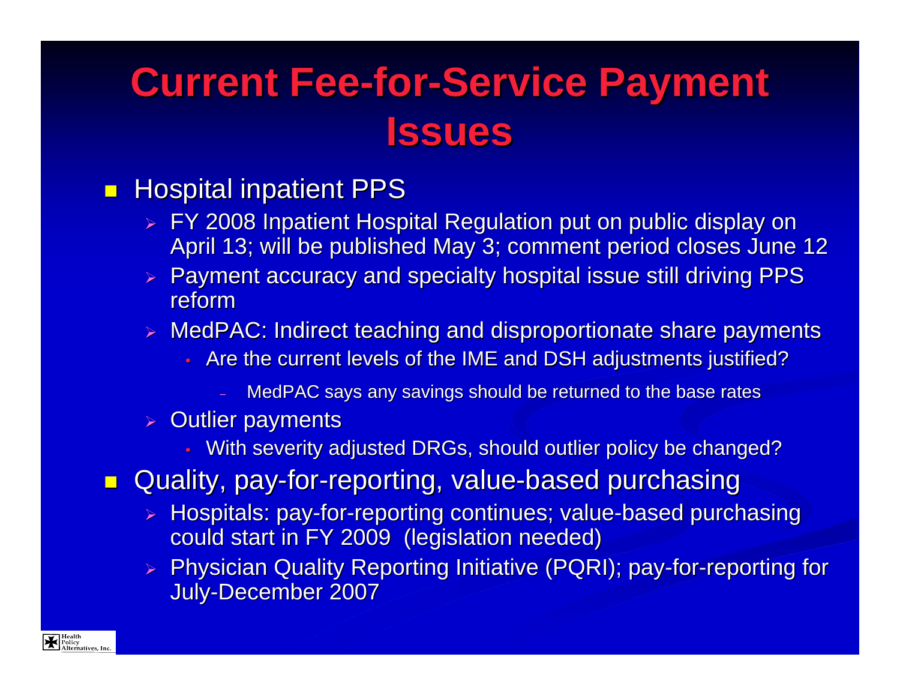# Current Fee-for-Service Payment Issues

- Hospital inpatient PPS
  - FY 2008 Inpatient Hospital Regulation put on public display on April 13; will be published May 3; comment period closes June 12
  - Payment accuracy and specialty hospital issue still driving PPS reform
  - MedPAC: Indirect teaching and disproportionate share payments
    - Are the current levels of the IME and DSH adjustments justified?
      - MedPAC says any savings should be returned to the base rates
  - Outlier payments
    - With severity adjusted DRGs, should outlier policy be changed?
- Quality, pay-for-reporting, value-based purchasing
  - Hospitals: pay-for-reporting continues; value-based purchasing could start in FY 2009 (legislation needed)
  - Physician Quality Reporting Initiative (PQRI); pay-for-reporting for July-December 2007

Health Policy Alternatives, Inc.